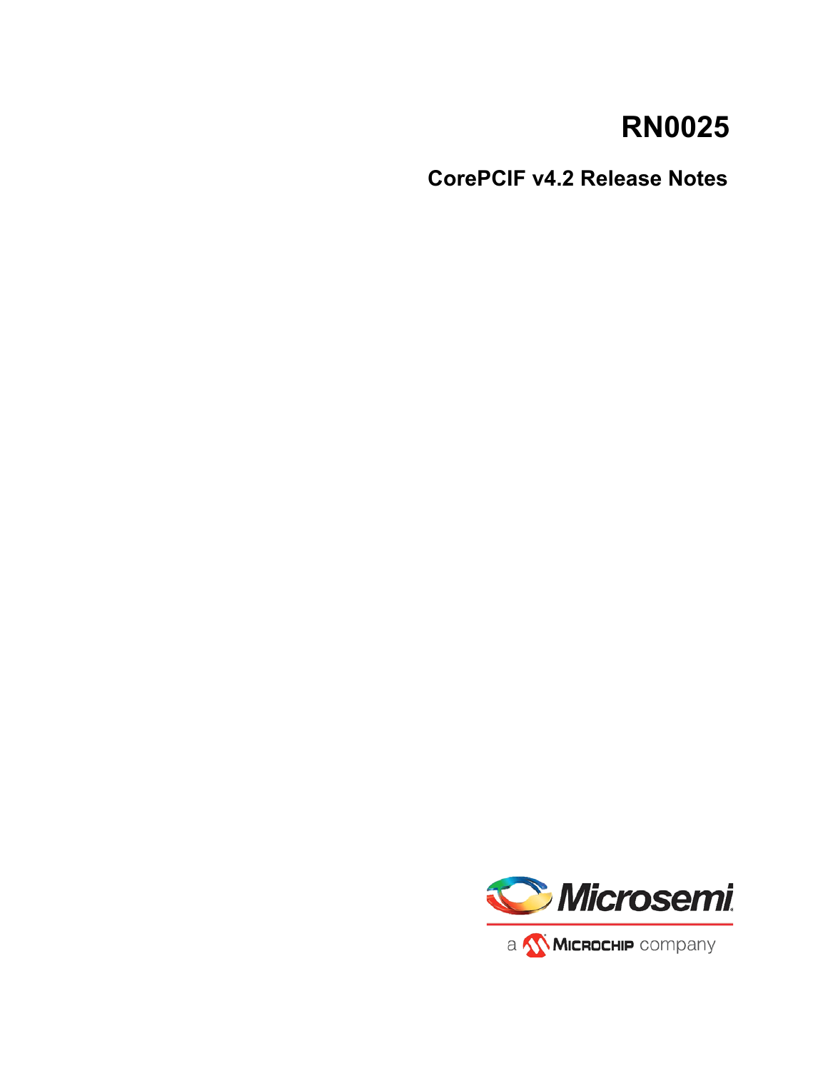# RN0025

## CorePCIF v4.2 Release Notes

Microsemi

a Microchip company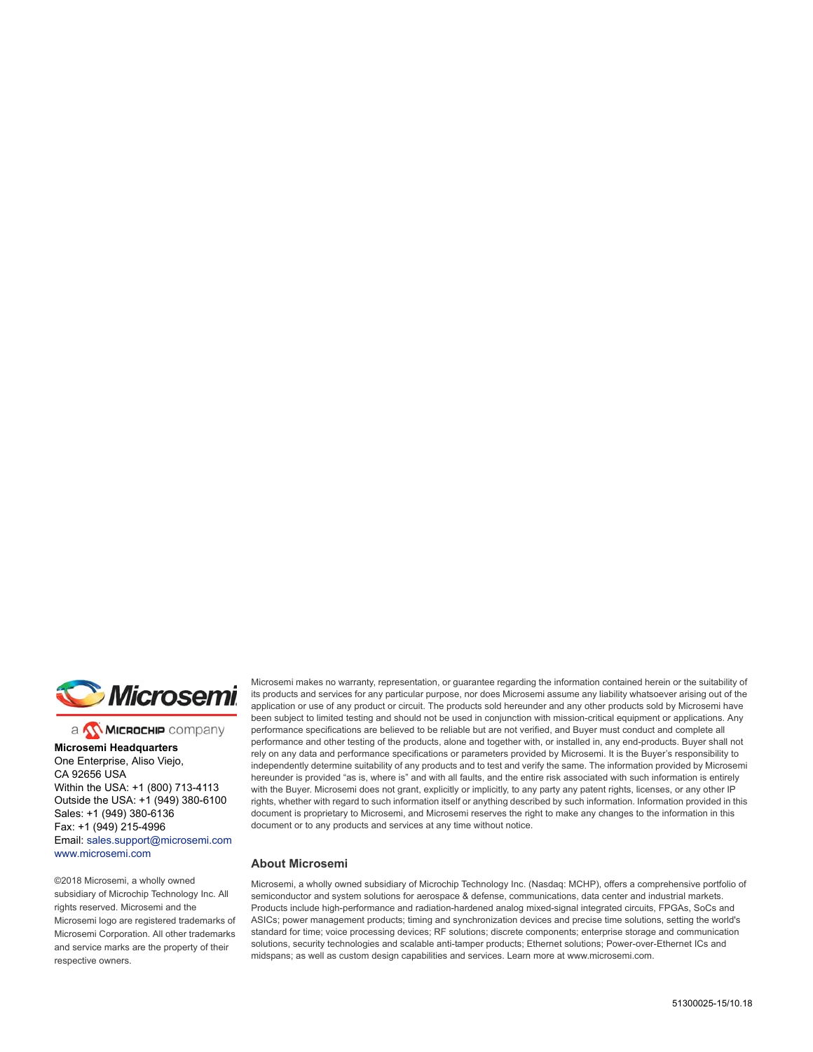Microsemi

a Microchip company

**Microsemi Headquarters**
One Enterprise, Aliso Viejo,
CA 92656 USA
Within the USA: +1 (800) 713-4113
Outside the USA: +1 (949) 380-6100
Sales: +1 (949) 380-6136
Fax: +1 (949) 215-4996
Email: sales.support@microsemi.com
www.microsemi.com

©2018 Microsemi, a wholly owned subsidiary of Microchip Technology Inc. All rights reserved. Microsemi and the Microsemi logo are registered trademarks of Microsemi Corporation. All other trademarks and service marks are the property of their respective owners.

Microsemi makes no warranty, representation, or guarantee regarding the information contained herein or the suitability of its products and services for any particular purpose, nor does Microsemi assume any liability whatsoever arising out of the application or use of any product or circuit. The products sold hereunder and any other products sold by Microsemi have been subject to limited testing and should not be used in conjunction with mission-critical equipment or applications. Any performance specifications are believed to be reliable but are not verified, and Buyer must conduct and complete all performance and other testing of the products, alone and together with, or installed in, any end-products. Buyer shall not rely on any data and performance specifications or parameters provided by Microsemi. It is the Buyer's responsibility to independently determine suitability of any products and to test and verify the same. The information provided by Microsemi hereunder is provided "as is, where is" and with all faults, and the entire risk associated with such information is entirely with the Buyer. Microsemi does not grant, explicitly or implicitly, to any party any patent rights, licenses, or any other IP rights, whether with regard to such information itself or anything described by such information. Information provided in this document is proprietary to Microsemi, and Microsemi reserves the right to make any changes to the information in this document or to any products and services at any time without notice.

### About Microsemi

Microsemi, a wholly owned subsidiary of Microchip Technology Inc. (Nasdaq: MCHP), offers a comprehensive portfolio of semiconductor and system solutions for aerospace & defense, communications, data center and industrial markets. Products include high-performance and radiation-hardened analog mixed-signal integrated circuits, FPGAs, SoCs and ASICs; power management products; timing and synchronization devices and precise time solutions, setting the world's standard for time; voice processing devices; RF solutions; discrete components; enterprise storage and communication solutions, security technologies and scalable anti-tamper products; Ethernet solutions; Power-over-Ethernet ICs and midspans; as well as custom design capabilities and services. Learn more at www.microsemi.com.

51300025-15/10.18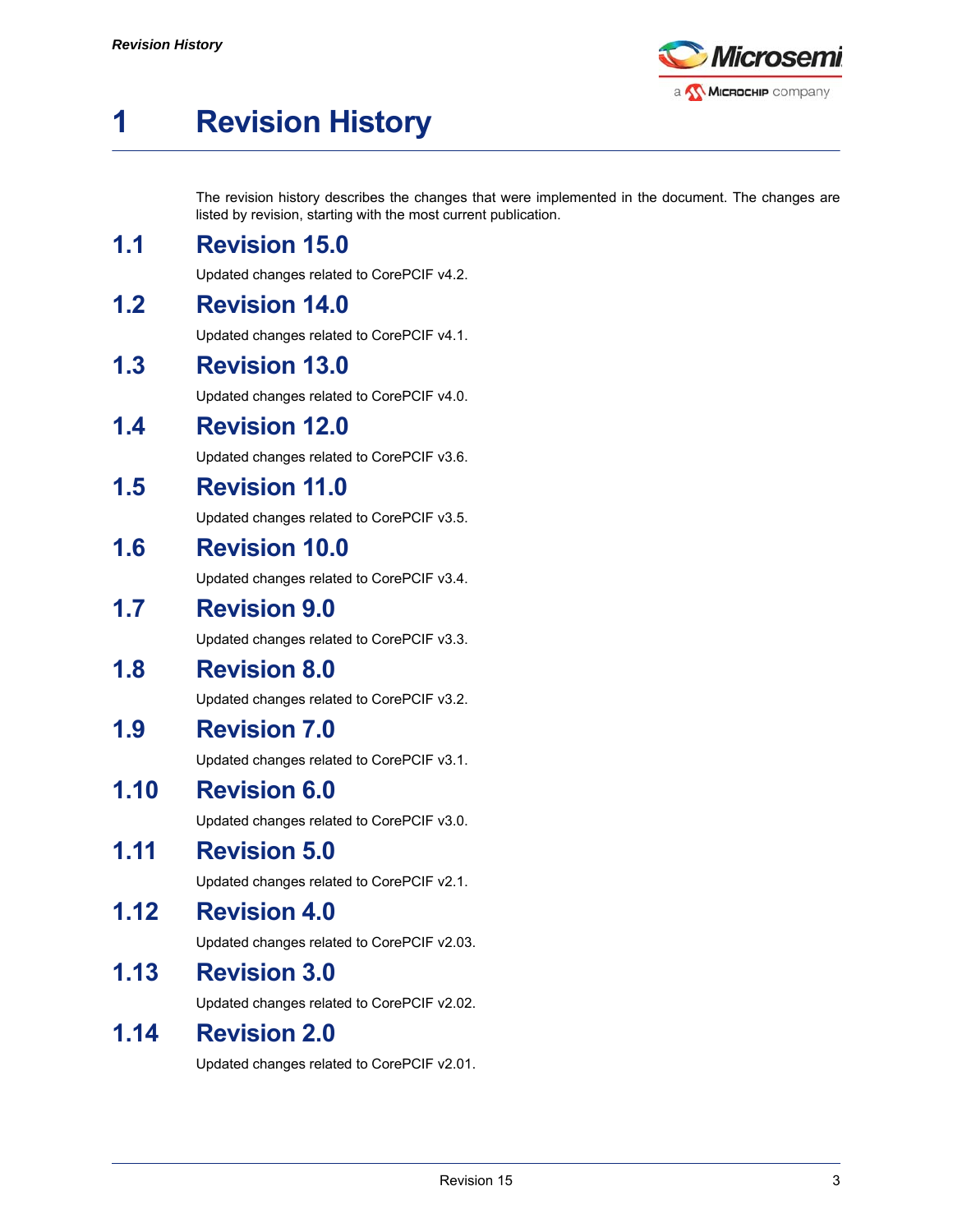# 1 Revision History

The revision history describes the changes that were implemented in the document. The changes are listed by revision, starting with the most current publication.

## 1.1 Revision 15.0

Updated changes related to CorePCIF v4.2.

## 1.2 Revision 14.0

Updated changes related to CorePCIF v4.1.

## 1.3 Revision 13.0

Updated changes related to CorePCIF v4.0.

## 1.4 Revision 12.0

Updated changes related to CorePCIF v3.6.

## 1.5 Revision 11.0

Updated changes related to CorePCIF v3.5.

## 1.6 Revision 10.0

Updated changes related to CorePCIF v3.4.

## 1.7 Revision 9.0

Updated changes related to CorePCIF v3.3.

## 1.8 Revision 8.0

Updated changes related to CorePCIF v3.2.

## 1.9 Revision 7.0

Updated changes related to CorePCIF v3.1.

## 1.10 Revision 6.0

Updated changes related to CorePCIF v3.0.

## 1.11 Revision 5.0

Updated changes related to CorePCIF v2.1.

## 1.12 Revision 4.0

Updated changes related to CorePCIF v2.03.

## 1.13 Revision 3.0

Updated changes related to CorePCIF v2.02.

## 1.14 Revision 2.0

Updated changes related to CorePCIF v2.01.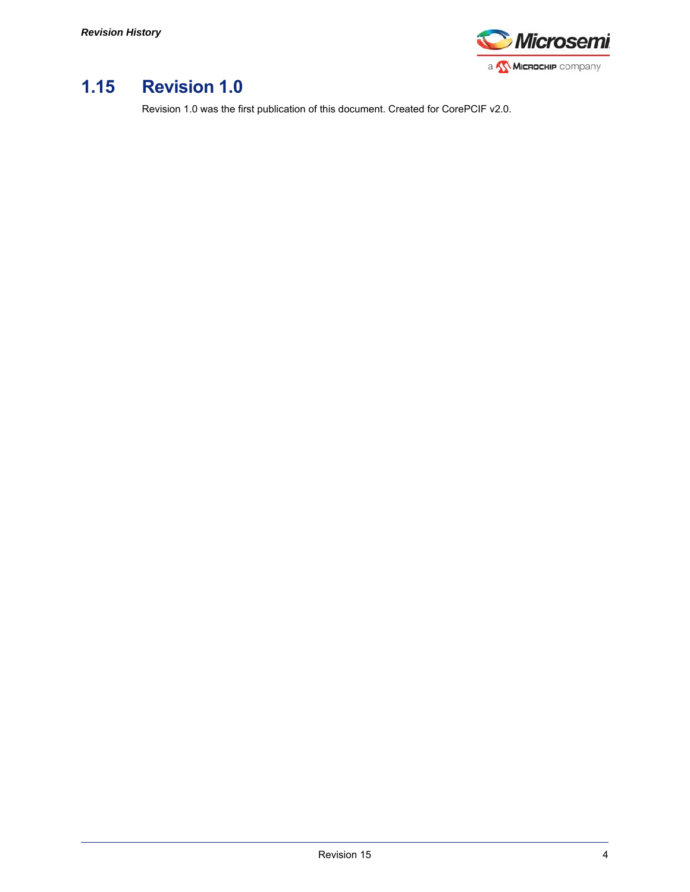## 1.15 Revision 1.0

Revision 1.0 was the first publication of this document. Created for CorePCIF v2.0.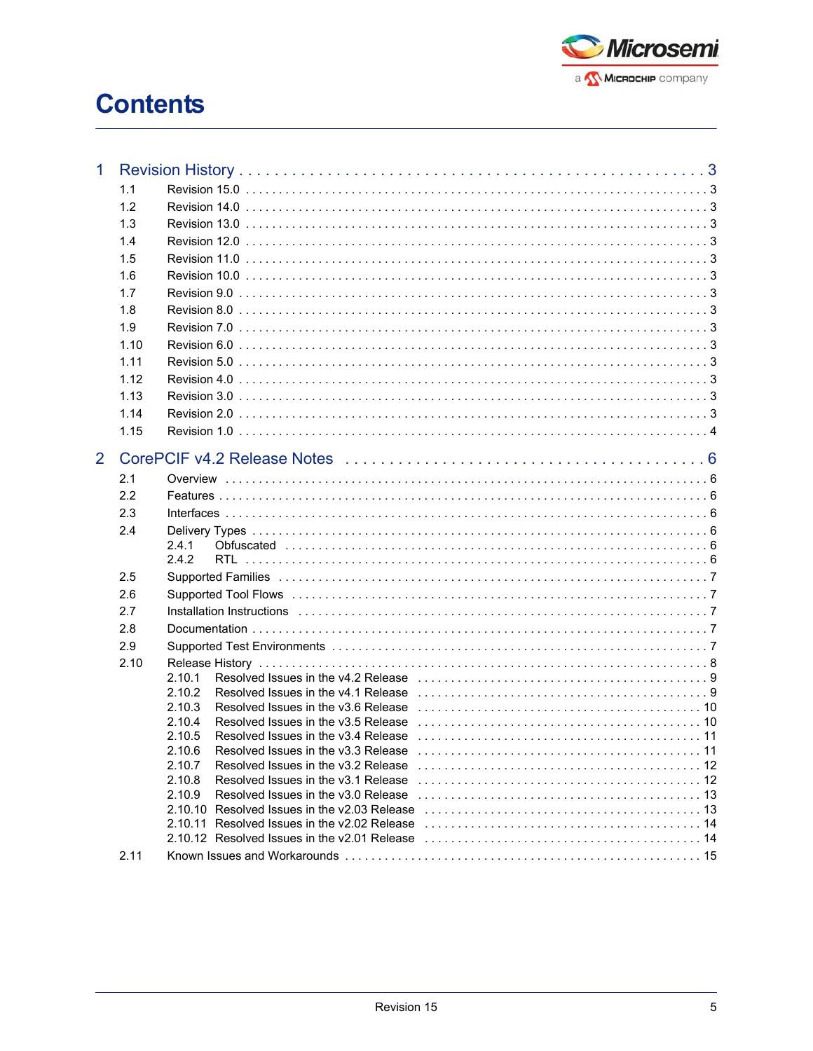# Contents

1 Revision History . . . . . . . . . . . . . . . . . . . . . . . . . . . . . . . . . . . . . . . . . . . . . . . . . . . . 3
- 1.1 Revision 15.0 . . . . . . . . . . . . . . . . . . . . . . . . . . . . . . . . . . . . . . . . . . . . . . . . . . . 3
- 1.2 Revision 14.0 . . . . . . . . . . . . . . . . . . . . . . . . . . . . . . . . . . . . . . . . . . . . . . . . . . . 3
- 1.3 Revision 13.0 . . . . . . . . . . . . . . . . . . . . . . . . . . . . . . . . . . . . . . . . . . . . . . . . . . . 3
- 1.4 Revision 12.0 . . . . . . . . . . . . . . . . . . . . . . . . . . . . . . . . . . . . . . . . . . . . . . . . . . . 3
- 1.5 Revision 11.0 . . . . . . . . . . . . . . . . . . . . . . . . . . . . . . . . . . . . . . . . . . . . . . . . . . . 3
- 1.6 Revision 10.0 . . . . . . . . . . . . . . . . . . . . . . . . . . . . . . . . . . . . . . . . . . . . . . . . . . . 3
- 1.7 Revision 9.0 . . . . . . . . . . . . . . . . . . . . . . . . . . . . . . . . . . . . . . . . . . . . . . . . . . . . 3
- 1.8 Revision 8.0 . . . . . . . . . . . . . . . . . . . . . . . . . . . . . . . . . . . . . . . . . . . . . . . . . . . . 3
- 1.9 Revision 7.0 . . . . . . . . . . . . . . . . . . . . . . . . . . . . . . . . . . . . . . . . . . . . . . . . . . . . 3
- 1.10 Revision 6.0 . . . . . . . . . . . . . . . . . . . . . . . . . . . . . . . . . . . . . . . . . . . . . . . . . . . 3
- 1.11 Revision 5.0 . . . . . . . . . . . . . . . . . . . . . . . . . . . . . . . . . . . . . . . . . . . . . . . . . . . 3
- 1.12 Revision 4.0 . . . . . . . . . . . . . . . . . . . . . . . . . . . . . . . . . . . . . . . . . . . . . . . . . . . 3
- 1.13 Revision 3.0 . . . . . . . . . . . . . . . . . . . . . . . . . . . . . . . . . . . . . . . . . . . . . . . . . . . 3
- 1.14 Revision 2.0 . . . . . . . . . . . . . . . . . . . . . . . . . . . . . . . . . . . . . . . . . . . . . . . . . . . 3
- 1.15 Revision 1.0 . . . . . . . . . . . . . . . . . . . . . . . . . . . . . . . . . . . . . . . . . . . . . . . . . . . 4

2 CorePCIF v4.2 Release Notes . . . . . . . . . . . . . . . . . . . . . . . . . . . . . . . . . . . . . . . 6
- 2.1 Overview . . . . . . . . . . . . . . . . . . . . . . . . . . . . . . . . . . . . . . . . . . . . . . . . . . . . . 6
- 2.2 Features . . . . . . . . . . . . . . . . . . . . . . . . . . . . . . . . . . . . . . . . . . . . . . . . . . . . . . 6
- 2.3 Interfaces . . . . . . . . . . . . . . . . . . . . . . . . . . . . . . . . . . . . . . . . . . . . . . . . . . . . . 6
- 2.4 Delivery Types . . . . . . . . . . . . . . . . . . . . . . . . . . . . . . . . . . . . . . . . . . . . . . . . . . 6
  - 2.4.1 Obfuscated . . . . . . . . . . . . . . . . . . . . . . . . . . . . . . . . . . . . . . . . . . . . . . . . 6
  - 2.4.2 RTL . . . . . . . . . . . . . . . . . . . . . . . . . . . . . . . . . . . . . . . . . . . . . . . . . . . . . 6
- 2.5 Supported Families . . . . . . . . . . . . . . . . . . . . . . . . . . . . . . . . . . . . . . . . . . . . . . 7
- 2.6 Supported Tool Flows . . . . . . . . . . . . . . . . . . . . . . . . . . . . . . . . . . . . . . . . . . . . 7
- 2.7 Installation Instructions . . . . . . . . . . . . . . . . . . . . . . . . . . . . . . . . . . . . . . . . . . . 7
- 2.8 Documentation . . . . . . . . . . . . . . . . . . . . . . . . . . . . . . . . . . . . . . . . . . . . . . . . . 7
- 2.9 Supported Test Environments . . . . . . . . . . . . . . . . . . . . . . . . . . . . . . . . . . . . . . 7
- 2.10 Release History . . . . . . . . . . . . . . . . . . . . . . . . . . . . . . . . . . . . . . . . . . . . . . . . 8
  - 2.10.1 Resolved Issues in the v4.2 Release . . . . . . . . . . . . . . . . . . . . . . . . . . . . . . 9
  - 2.10.2 Resolved Issues in the v4.1 Release . . . . . . . . . . . . . . . . . . . . . . . . . . . . . . 9
  - 2.10.3 Resolved Issues in the v3.6 Release . . . . . . . . . . . . . . . . . . . . . . . . . . . . . 10
  - 2.10.4 Resolved Issues in the v3.5 Release . . . . . . . . . . . . . . . . . . . . . . . . . . . . . 10
  - 2.10.5 Resolved Issues in the v3.4 Release . . . . . . . . . . . . . . . . . . . . . . . . . . . . . 11
  - 2.10.6 Resolved Issues in the v3.3 Release . . . . . . . . . . . . . . . . . . . . . . . . . . . . . 11
  - 2.10.7 Resolved Issues in the v3.2 Release . . . . . . . . . . . . . . . . . . . . . . . . . . . . . 12
  - 2.10.8 Resolved Issues in the v3.1 Release . . . . . . . . . . . . . . . . . . . . . . . . . . . . . 12
  - 2.10.9 Resolved Issues in the v3.0 Release . . . . . . . . . . . . . . . . . . . . . . . . . . . . . 13
  - 2.10.10 Resolved Issues in the v2.03 Release . . . . . . . . . . . . . . . . . . . . . . . . . . . 13
  - 2.10.11 Resolved Issues in the v2.02 Release . . . . . . . . . . . . . . . . . . . . . . . . . . . 14
  - 2.10.12 Resolved Issues in the v2.01 Release . . . . . . . . . . . . . . . . . . . . . . . . . . . 14
- 2.11 Known Issues and Workarounds . . . . . . . . . . . . . . . . . . . . . . . . . . . . . . . . . . . 15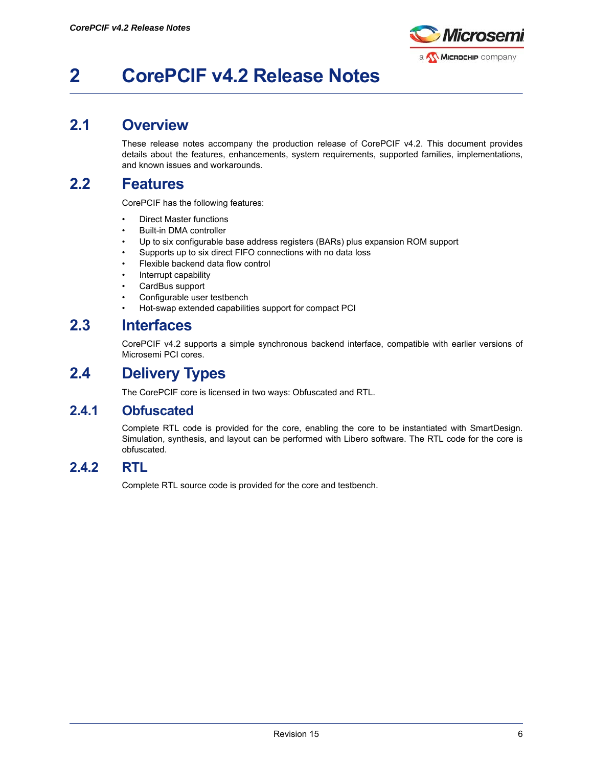# 2 CorePCIF v4.2 Release Notes

## 2.1 Overview

These release notes accompany the production release of CorePCIF v4.2. This document provides details about the features, enhancements, system requirements, supported families, implementations, and known issues and workarounds.

## 2.2 Features

CorePCIF has the following features:

- Direct Master functions
- Built-in DMA controller
- Up to six configurable base address registers (BARs) plus expansion ROM support
- Supports up to six direct FIFO connections with no data loss
- Flexible backend data flow control
- Interrupt capability
- CardBus support
- Configurable user testbench
- Hot-swap extended capabilities support for compact PCI

## 2.3 Interfaces

CorePCIF v4.2 supports a simple synchronous backend interface, compatible with earlier versions of Microsemi PCI cores.

## 2.4 Delivery Types

The CorePCIF core is licensed in two ways: Obfuscated and RTL.

### 2.4.1 Obfuscated

Complete RTL code is provided for the core, enabling the core to be instantiated with SmartDesign. Simulation, synthesis, and layout can be performed with Libero software. The RTL code for the core is obfuscated.

### 2.4.2 RTL

Complete RTL source code is provided for the core and testbench.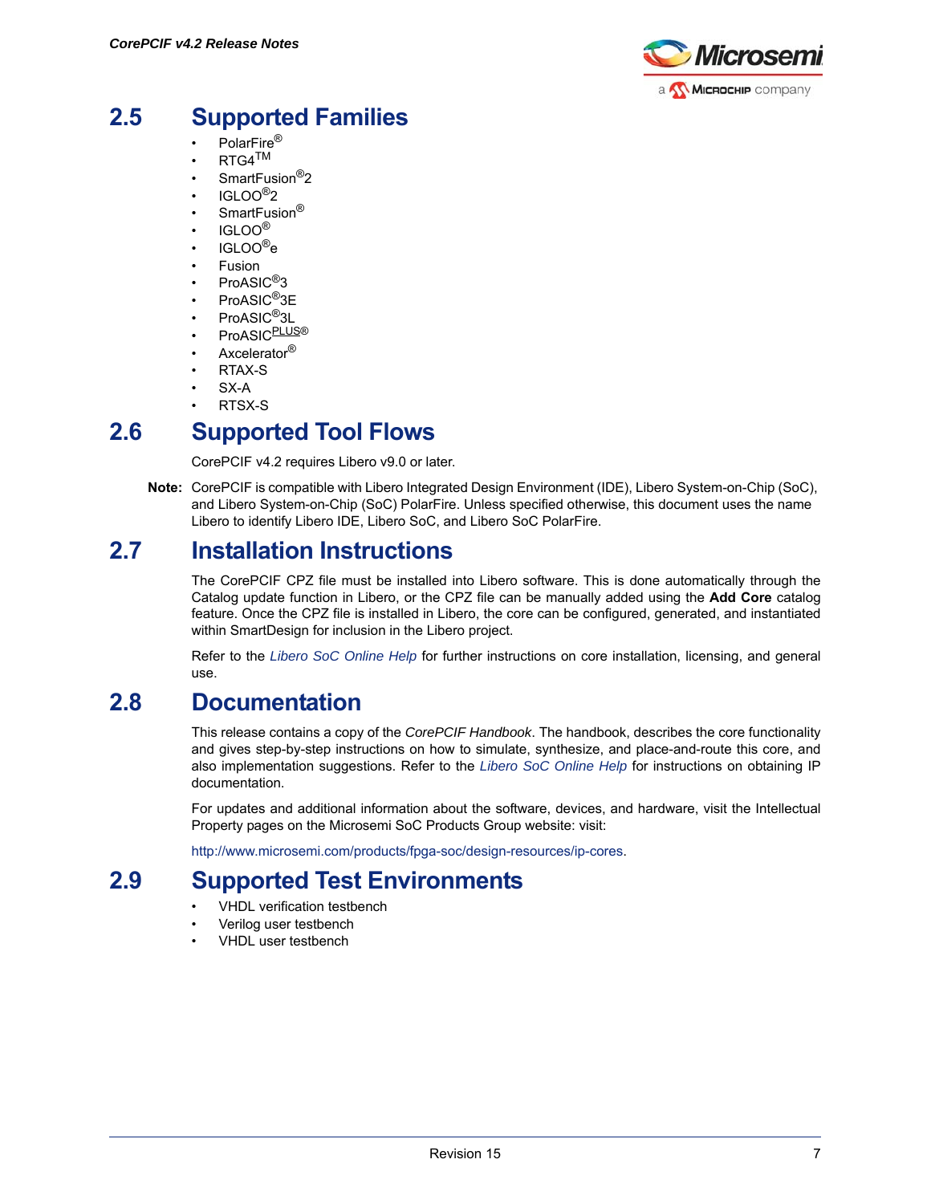## 2.5 Supported Families

- PolarFire®
- RTG4™
- SmartFusion®2
- IGLOO®2
- SmartFusion®
- IGLOO®
- IGLOO®e
- Fusion
- ProASIC®3
- ProASIC®3E
- ProASIC®3L
- ProASICPLUS®
- Axcelerator®
- RTAX-S
- SX-A
- RTSX-S

## 2.6 Supported Tool Flows

CorePCIF v4.2 requires Libero v9.0 or later.

**Note:** CorePCIF is compatible with Libero Integrated Design Environment (IDE), Libero System-on-Chip (SoC), and Libero System-on-Chip (SoC) PolarFire. Unless specified otherwise, this document uses the name Libero to identify Libero IDE, Libero SoC, and Libero SoC PolarFire.

## 2.7 Installation Instructions

The CorePCIF CPZ file must be installed into Libero software. This is done automatically through the Catalog update function in Libero, or the CPZ file can be manually added using the **Add Core** catalog feature. Once the CPZ file is installed in Libero, the core can be configured, generated, and instantiated within SmartDesign for inclusion in the Libero project.

Refer to the *Libero SoC Online Help* for further instructions on core installation, licensing, and general use.

## 2.8 Documentation

This release contains a copy of the *CorePCIF Handbook*. The handbook, describes the core functionality and gives step-by-step instructions on how to simulate, synthesize, and place-and-route this core, and also implementation suggestions. Refer to the *Libero SoC Online Help* for instructions on obtaining IP documentation.

For updates and additional information about the software, devices, and hardware, visit the Intellectual Property pages on the Microsemi SoC Products Group website: visit:

http://www.microsemi.com/products/fpga-soc/design-resources/ip-cores.

## 2.9 Supported Test Environments

- VHDL verification testbench
- Verilog user testbench
- VHDL user testbench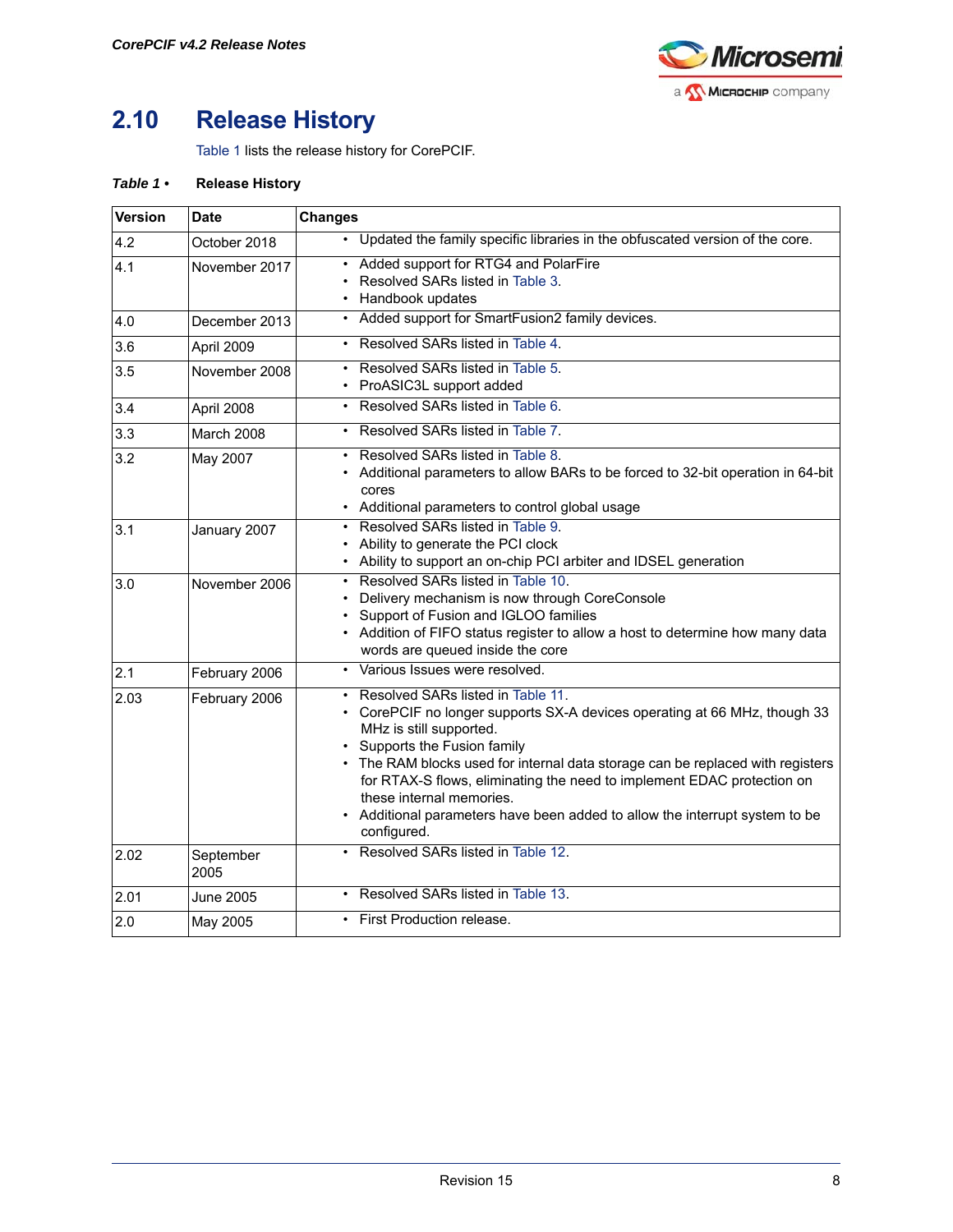## 2.10 Release History

Table 1 lists the release history for CorePCIF.

*Table 1 •* **Release History**

| Version | Date | Changes |
|---|---|---|
| 4.2 | October 2018 | • Updated the family specific libraries in the obfuscated version of the core. |
| 4.1 | November 2017 | • Added support for RTG4 and PolarFire<br>• Resolved SARs listed in Table 3.<br>• Handbook updates |
| 4.0 | December 2013 | • Added support for SmartFusion2 family devices. |
| 3.6 | April 2009 | • Resolved SARs listed in Table 4. |
| 3.5 | November 2008 | • Resolved SARs listed in Table 5.<br>• ProASIC3L support added |
| 3.4 | April 2008 | • Resolved SARs listed in Table 6. |
| 3.3 | March 2008 | • Resolved SARs listed in Table 7. |
| 3.2 | May 2007 | • Resolved SARs listed in Table 8.<br>• Additional parameters to allow BARs to be forced to 32-bit operation in 64-bit cores<br>• Additional parameters to control global usage |
| 3.1 | January 2007 | • Resolved SARs listed in Table 9.<br>• Ability to generate the PCI clock<br>• Ability to support an on-chip PCI arbiter and IDSEL generation |
| 3.0 | November 2006 | • Resolved SARs listed in Table 10.<br>• Delivery mechanism is now through CoreConsole<br>• Support of Fusion and IGLOO families<br>• Addition of FIFO status register to allow a host to determine how many data words are queued inside the core |
| 2.1 | February 2006 | • Various Issues were resolved. |
| 2.03 | February 2006 | • Resolved SARs listed in Table 11.<br>• CorePCIF no longer supports SX-A devices operating at 66 MHz, though 33 MHz is still supported.<br>• Supports the Fusion family<br>• The RAM blocks used for internal data storage can be replaced with registers for RTAX-S flows, eliminating the need to implement EDAC protection on these internal memories.<br>• Additional parameters have been added to allow the interrupt system to be configured. |
| 2.02 | September 2005 | • Resolved SARs listed in Table 12. |
| 2.01 | June 2005 | • Resolved SARs listed in Table 13. |
| 2.0 | May 2005 | • First Production release. |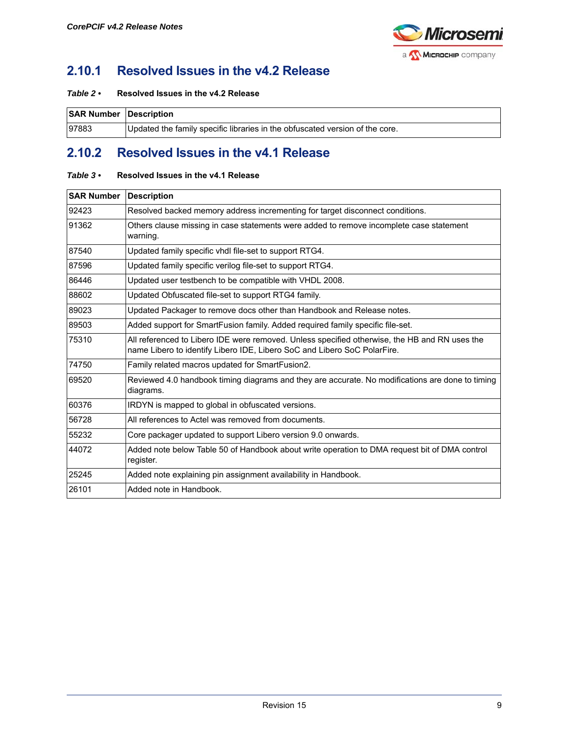### 2.10.1 Resolved Issues in the v4.2 Release

*Table 2 •* **Resolved Issues in the v4.2 Release**

| SAR Number | Description |
|---|---|
| 97883 | Updated the family specific libraries in the obfuscated version of the core. |

### 2.10.2 Resolved Issues in the v4.1 Release

*Table 3 •* **Resolved Issues in the v4.1 Release**

| SAR Number | Description |
|---|---|
| 92423 | Resolved backed memory address incrementing for target disconnect conditions. |
| 91362 | Others clause missing in case statements were added to remove incomplete case statement warning. |
| 87540 | Updated family specific vhdl file-set to support RTG4. |
| 87596 | Updated family specific verilog file-set to support RTG4. |
| 86446 | Updated user testbench to be compatible with VHDL 2008. |
| 88602 | Updated Obfuscated file-set to support RTG4 family. |
| 89023 | Updated Packager to remove docs other than Handbook and Release notes. |
| 89503 | Added support for SmartFusion family. Added required family specific file-set. |
| 75310 | All referenced to Libero IDE were removed. Unless specified otherwise, the HB and RN uses the name Libero to identify Libero IDE, Libero SoC and Libero SoC PolarFire. |
| 74750 | Family related macros updated for SmartFusion2. |
| 69520 | Reviewed 4.0 handbook timing diagrams and they are accurate. No modifications are done to timing diagrams. |
| 60376 | IRDYN is mapped to global in obfuscated versions. |
| 56728 | All references to Actel was removed from documents. |
| 55232 | Core packager updated to support Libero version 9.0 onwards. |
| 44072 | Added note below Table 50 of Handbook about write operation to DMA request bit of DMA control register. |
| 25245 | Added note explaining pin assignment availability in Handbook. |
| 26101 | Added note in Handbook. |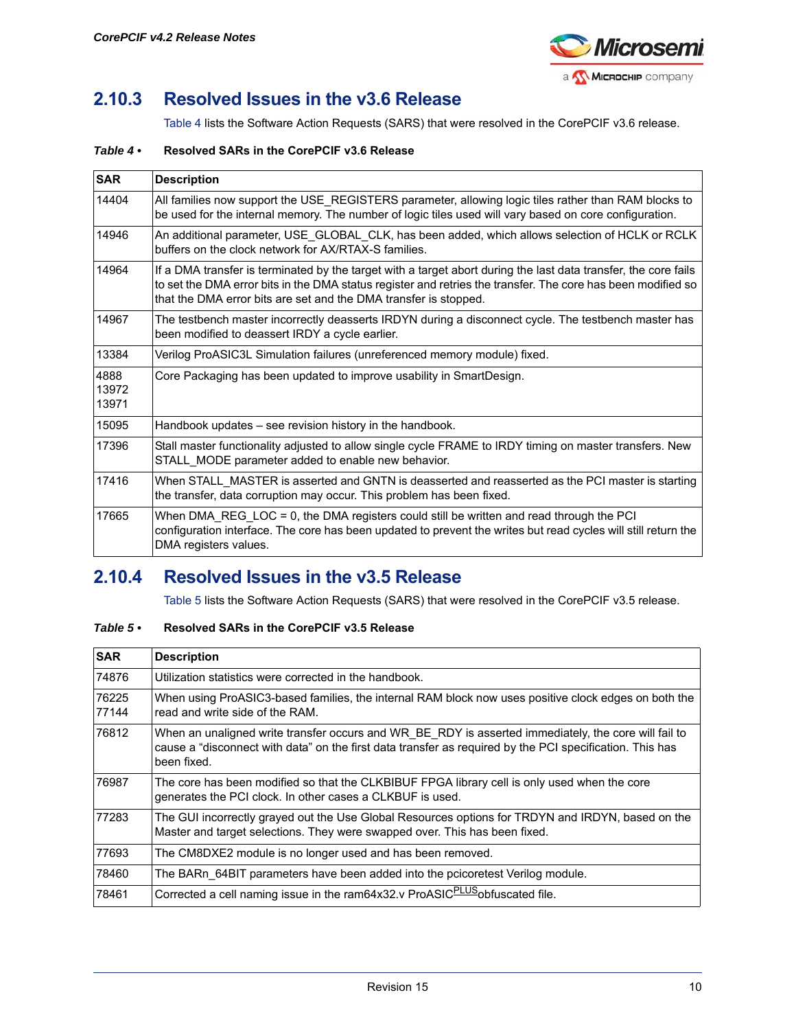### 2.10.3 Resolved Issues in the v3.6 Release

Table 4 lists the Software Action Requests (SARS) that were resolved in the CorePCIF v3.6 release.

*Table 4 •* **Resolved SARs in the CorePCIF v3.6 Release**

| SAR | Description |
|---|---|
| 14404 | All families now support the USE_REGISTERS parameter, allowing logic tiles rather than RAM blocks to be used for the internal memory. The number of logic tiles used will vary based on core configuration. |
| 14946 | An additional parameter, USE_GLOBAL_CLK, has been added, which allows selection of HCLK or RCLK buffers on the clock network for AX/RTAX-S families. |
| 14964 | If a DMA transfer is terminated by the target with a target abort during the last data transfer, the core fails to set the DMA error bits in the DMA status register and retries the transfer. The core has been modified so that the DMA error bits are set and the DMA transfer is stopped. |
| 14967 | The testbench master incorrectly deasserts IRDYN during a disconnect cycle. The testbench master has been modified to deassert IRDY a cycle earlier. |
| 13384 | Verilog ProASIC3L Simulation failures (unreferenced memory module) fixed. |
| 4888<br>13972<br>13971 | Core Packaging has been updated to improve usability in SmartDesign. |
| 15095 | Handbook updates – see revision history in the handbook. |
| 17396 | Stall master functionality adjusted to allow single cycle FRAME to IRDY timing on master transfers. New STALL_MODE parameter added to enable new behavior. |
| 17416 | When STALL_MASTER is asserted and GNTN is deasserted and reasserted as the PCI master is starting the transfer, data corruption may occur. This problem has been fixed. |
| 17665 | When DMA_REG_LOC = 0, the DMA registers could still be written and read through the PCI configuration interface. The core has been updated to prevent the writes but read cycles will still return the DMA registers values. |

### 2.10.4 Resolved Issues in the v3.5 Release

Table 5 lists the Software Action Requests (SARS) that were resolved in the CorePCIF v3.5 release.

*Table 5 •* **Resolved SARs in the CorePCIF v3.5 Release**

| SAR | Description |
|---|---|
| 74876 | Utilization statistics were corrected in the handbook. |
| 76225<br>77144 | When using ProASIC3-based families, the internal RAM block now uses positive clock edges on both the read and write side of the RAM. |
| 76812 | When an unaligned write transfer occurs and WR_BE_RDY is asserted immediately, the core will fail to cause a “disconnect with data” on the first data transfer as required by the PCI specification. This has been fixed. |
| 76987 | The core has been modified so that the CLKBIBUF FPGA library cell is only used when the core generates the PCI clock. In other cases a CLKBUF is used. |
| 77283 | The GUI incorrectly grayed out the Use Global Resources options for TRDYN and IRDYN, based on the Master and target selections. They were swapped over. This has been fixed. |
| 77693 | The CM8DXE2 module is no longer used and has been removed. |
| 78460 | The BARn_64BIT parameters have been added into the pcicoretest Verilog module. |
| 78461 | Corrected a cell naming issue in the ram64x32.v ProASIC PLUS obfuscated file. |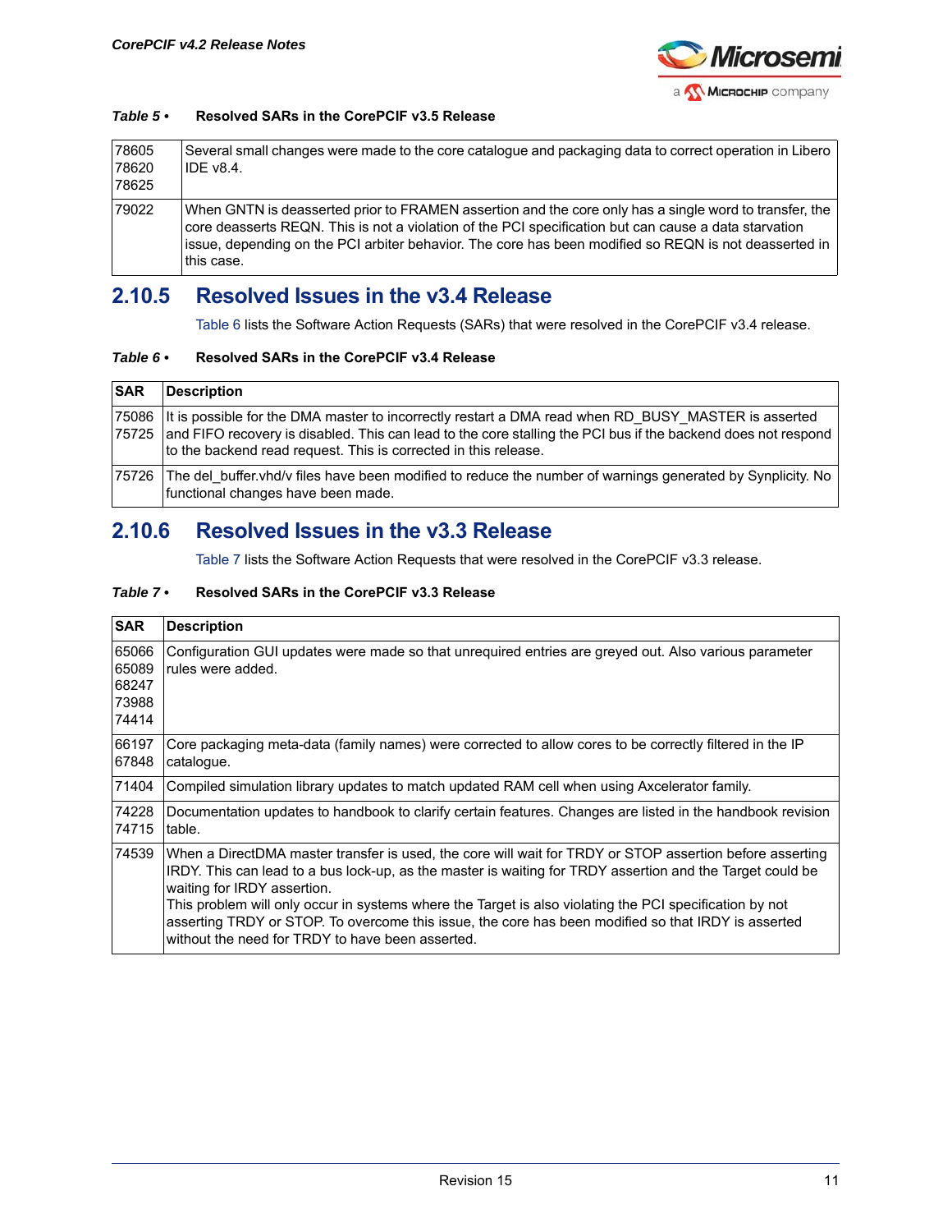*Table 5 •* **Resolved SARs in the CorePCIF v3.5 Release**

| | |
|---|---|
| 78605<br>78620<br>78625 | Several small changes were made to the core catalogue and packaging data to correct operation in Libero IDE v8.4. |
| 79022 | When GNTN is deasserted prior to FRAMEN assertion and the core only has a single word to transfer, the core deasserts REQN. This is not a violation of the PCI specification but can cause a data starvation issue, depending on the PCI arbiter behavior. The core has been modified so REQN is not deasserted in this case. |

## 2.10.5 Resolved Issues in the v3.4 Release

Table 6 lists the Software Action Requests (SARs) that were resolved in the CorePCIF v3.4 release.

*Table 6 •* **Resolved SARs in the CorePCIF v3.4 Release**

| SAR | Description |
|---|---|
| 75086<br>75725 | It is possible for the DMA master to incorrectly restart a DMA read when RD_BUSY_MASTER is asserted and FIFO recovery is disabled. This can lead to the core stalling the PCI bus if the backend does not respond to the backend read request. This is corrected in this release. |
| 75726 | The del_buffer.vhd/v files have been modified to reduce the number of warnings generated by Synplicity. No functional changes have been made. |

## 2.10.6 Resolved Issues in the v3.3 Release

Table 7 lists the Software Action Requests that were resolved in the CorePCIF v3.3 release.

*Table 7 •* **Resolved SARs in the CorePCIF v3.3 Release**

| SAR | Description |
|---|---|
| 65066<br>65089<br>68247<br>73988<br>74414 | Configuration GUI updates were made so that unrequired entries are greyed out. Also various parameter rules were added. |
| 66197<br>67848 | Core packaging meta-data (family names) were corrected to allow cores to be correctly filtered in the IP catalogue. |
| 71404 | Compiled simulation library updates to match updated RAM cell when using Axcelerator family. |
| 74228<br>74715 | Documentation updates to handbook to clarify certain features. Changes are listed in the handbook revision table. |
| 74539 | When a DirectDMA master transfer is used, the core will wait for TRDY or STOP assertion before asserting IRDY. This can lead to a bus lock-up, as the master is waiting for TRDY assertion and the Target could be waiting for IRDY assertion.<br>This problem will only occur in systems where the Target is also violating the PCI specification by not asserting TRDY or STOP. To overcome this issue, the core has been modified so that IRDY is asserted without the need for TRDY to have been asserted. |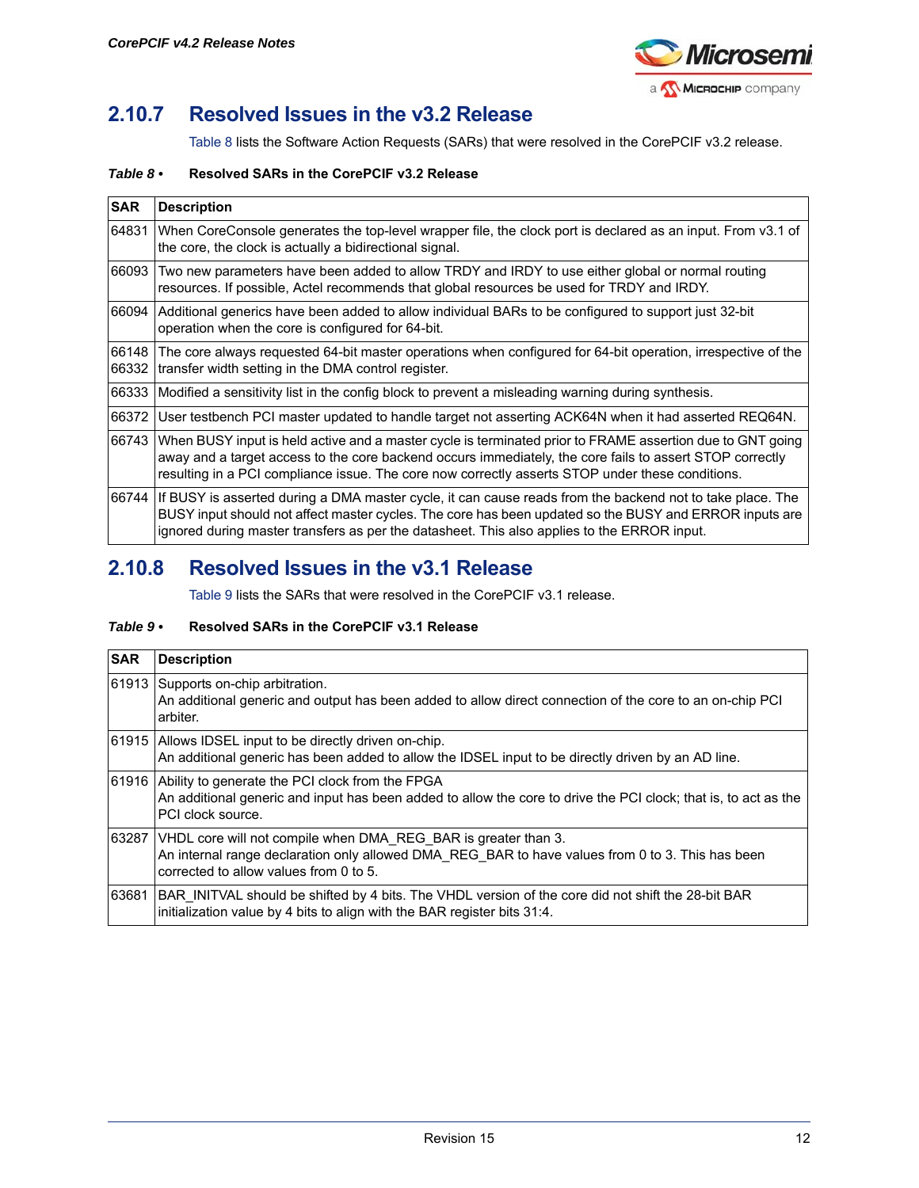### 2.10.7 Resolved Issues in the v3.2 Release

Table 8 lists the Software Action Requests (SARs) that were resolved in the CorePCIF v3.2 release.

*Table 8 •* **Resolved SARs in the CorePCIF v3.2 Release**

| SAR | Description |
|---|---|
| 64831 | When CoreConsole generates the top-level wrapper file, the clock port is declared as an input. From v3.1 of the core, the clock is actually a bidirectional signal. |
| 66093 | Two new parameters have been added to allow TRDY and IRDY to use either global or normal routing resources. If possible, Actel recommends that global resources be used for TRDY and IRDY. |
| 66094 | Additional generics have been added to allow individual BARs to be configured to support just 32-bit operation when the core is configured for 64-bit. |
| 66148 66332 | The core always requested 64-bit master operations when configured for 64-bit operation, irrespective of the transfer width setting in the DMA control register. |
| 66333 | Modified a sensitivity list in the config block to prevent a misleading warning during synthesis. |
| 66372 | User testbench PCI master updated to handle target not asserting ACK64N when it had asserted REQ64N. |
| 66743 | When BUSY input is held active and a master cycle is terminated prior to FRAME assertion due to GNT going away and a target access to the core backend occurs immediately, the core fails to assert STOP correctly resulting in a PCI compliance issue. The core now correctly asserts STOP under these conditions. |
| 66744 | If BUSY is asserted during a DMA master cycle, it can cause reads from the backend not to take place. The BUSY input should not affect master cycles. The core has been updated so the BUSY and ERROR inputs are ignored during master transfers as per the datasheet. This also applies to the ERROR input. |

### 2.10.8 Resolved Issues in the v3.1 Release

Table 9 lists the SARs that were resolved in the CorePCIF v3.1 release.

*Table 9 •* **Resolved SARs in the CorePCIF v3.1 Release**

| SAR | Description |
|---|---|
| 61913 | Supports on-chip arbitration.<br>An additional generic and output has been added to allow direct connection of the core to an on-chip PCI arbiter. |
| 61915 | Allows IDSEL input to be directly driven on-chip.<br>An additional generic has been added to allow the IDSEL input to be directly driven by an AD line. |
| 61916 | Ability to generate the PCI clock from the FPGA<br>An additional generic and input has been added to allow the core to drive the PCI clock; that is, to act as the PCI clock source. |
| 63287 | VHDL core will not compile when DMA_REG_BAR is greater than 3.<br>An internal range declaration only allowed DMA_REG_BAR to have values from 0 to 3. This has been corrected to allow values from 0 to 5. |
| 63681 | BAR_INITVAL should be shifted by 4 bits. The VHDL version of the core did not shift the 28-bit BAR initialization value by 4 bits to align with the BAR register bits 31:4. |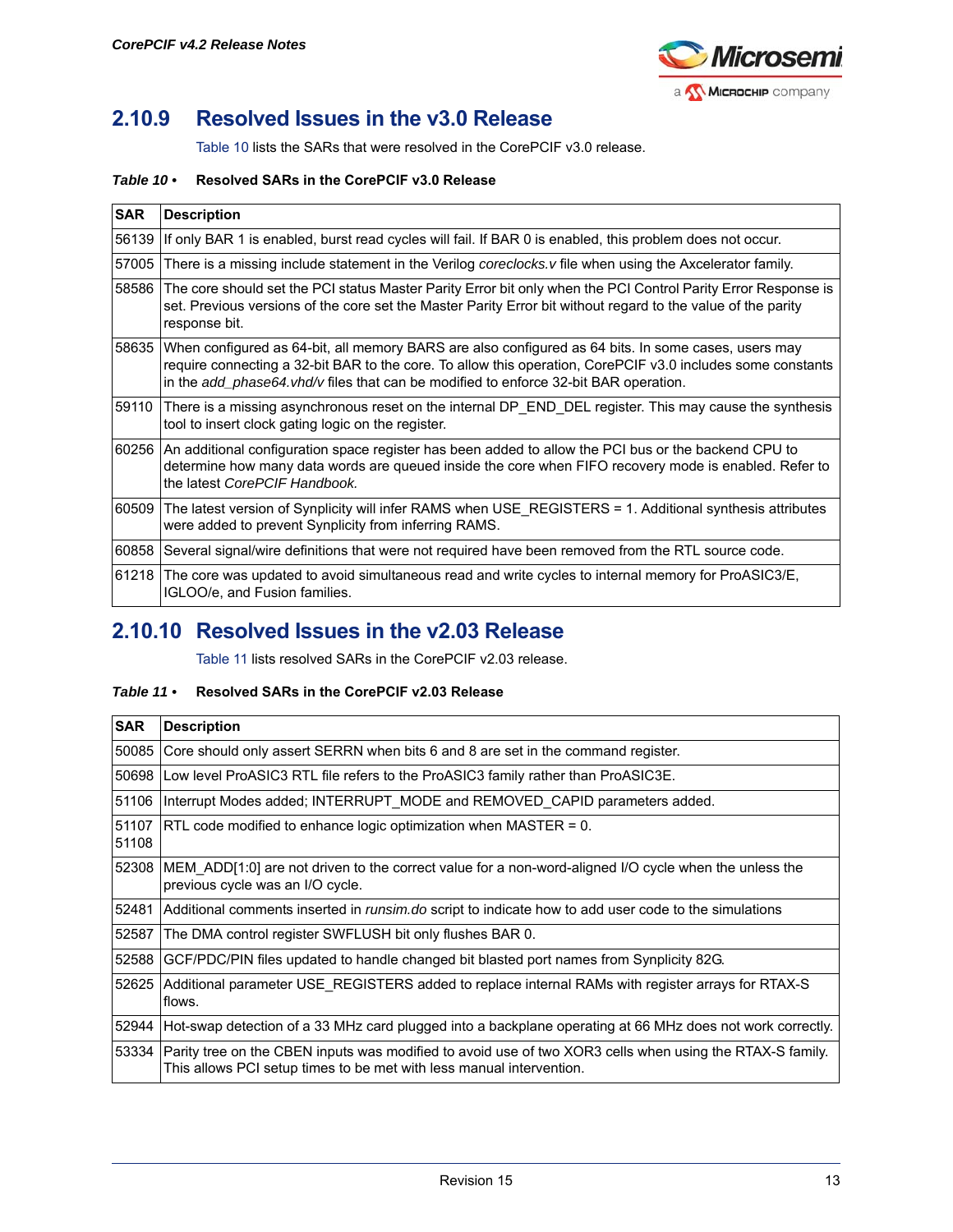### 2.10.9 Resolved Issues in the v3.0 Release

Table 10 lists the SARs that were resolved in the CorePCIF v3.0 release.

***Table 10 •*** **Resolved SARs in the CorePCIF v3.0 Release**

| SAR | Description |
|---|---|
| 56139 | If only BAR 1 is enabled, burst read cycles will fail. If BAR 0 is enabled, this problem does not occur. |
| 57005 | There is a missing include statement in the Verilog *coreclocks.v* file when using the Axcelerator family. |
| 58586 | The core should set the PCI status Master Parity Error bit only when the PCI Control Parity Error Response is set. Previous versions of the core set the Master Parity Error bit without regard to the value of the parity response bit. |
| 58635 | When configured as 64-bit, all memory BARS are also configured as 64 bits. In some cases, users may require connecting a 32-bit BAR to the core. To allow this operation, CorePCIF v3.0 includes some constants in the *add_phase64.vhd/v* files that can be modified to enforce 32-bit BAR operation. |
| 59110 | There is a missing asynchronous reset on the internal DP_END_DEL register. This may cause the synthesis tool to insert clock gating logic on the register. |
| 60256 | An additional configuration space register has been added to allow the PCI bus or the backend CPU to determine how many data words are queued inside the core when FIFO recovery mode is enabled. Refer to the latest *CorePCIF Handbook.* |
| 60509 | The latest version of Synplicity will infer RAMS when USE_REGISTERS = 1. Additional synthesis attributes were added to prevent Synplicity from inferring RAMS. |
| 60858 | Several signal/wire definitions that were not required have been removed from the RTL source code. |
| 61218 | The core was updated to avoid simultaneous read and write cycles to internal memory for ProASIC3/E, IGLOO/e, and Fusion families. |

### 2.10.10 Resolved Issues in the v2.03 Release

Table 11 lists resolved SARs in the CorePCIF v2.03 release.

***Table 11 •*** **Resolved SARs in the CorePCIF v2.03 Release**

| SAR | Description |
|---|---|
| 50085 | Core should only assert SERRN when bits 6 and 8 are set in the command register. |
| 50698 | Low level ProASIC3 RTL file refers to the ProASIC3 family rather than ProASIC3E. |
| 51106 | Interrupt Modes added; INTERRUPT_MODE and REMOVED_CAPID parameters added. |
| 51107 51108 | RTL code modified to enhance logic optimization when MASTER = 0. |
| 52308 | MEM_ADD[1:0] are not driven to the correct value for a non-word-aligned I/O cycle when the unless the previous cycle was an I/O cycle. |
| 52481 | Additional comments inserted in *runsim.do* script to indicate how to add user code to the simulations |
| 52587 | The DMA control register SWFLUSH bit only flushes BAR 0. |
| 52588 | GCF/PDC/PIN files updated to handle changed bit blasted port names from Synplicity 82G. |
| 52625 | Additional parameter USE_REGISTERS added to replace internal RAMs with register arrays for RTAX-S flows. |
| 52944 | Hot-swap detection of a 33 MHz card plugged into a backplane operating at 66 MHz does not work correctly. |
| 53334 | Parity tree on the CBEN inputs was modified to avoid use of two XOR3 cells when using the RTAX-S family. This allows PCI setup times to be met with less manual intervention. |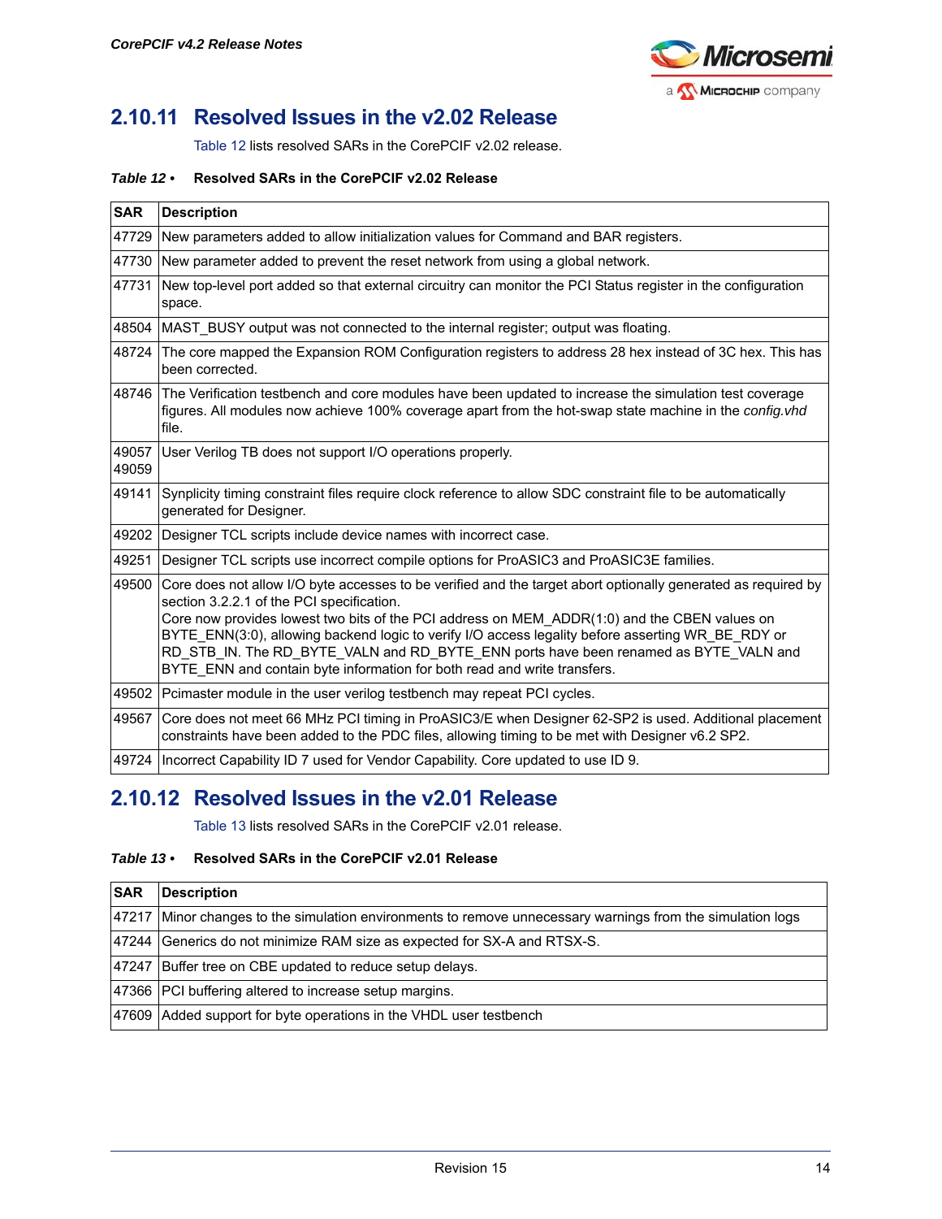## 2.10.11 Resolved Issues in the v2.02 Release

Table 12 lists resolved SARs in the CorePCIF v2.02 release.

***Table 12 •*** **Resolved SARs in the CorePCIF v2.02 Release**

| SAR | Description |
|---|---|
| 47729 | New parameters added to allow initialization values for Command and BAR registers. |
| 47730 | New parameter added to prevent the reset network from using a global network. |
| 47731 | New top-level port added so that external circuitry can monitor the PCI Status register in the configuration space. |
| 48504 | MAST_BUSY output was not connected to the internal register; output was floating. |
| 48724 | The core mapped the Expansion ROM Configuration registers to address 28 hex instead of 3C hex. This has been corrected. |
| 48746 | The Verification testbench and core modules have been updated to increase the simulation test coverage figures. All modules now achieve 100% coverage apart from the hot-swap state machine in the *config.vhd* file. |
| 49057 49059 | User Verilog TB does not support I/O operations properly. |
| 49141 | Synplicity timing constraint files require clock reference to allow SDC constraint file to be automatically generated for Designer. |
| 49202 | Designer TCL scripts include device names with incorrect case. |
| 49251 | Designer TCL scripts use incorrect compile options for ProASIC3 and ProASIC3E families. |
| 49500 | Core does not allow I/O byte accesses to be verified and the target abort optionally generated as required by section 3.2.2.1 of the PCI specification. Core now provides lowest two bits of the PCI address on MEM_ADDR(1:0) and the CBEN values on BYTE_ENN(3:0), allowing backend logic to verify I/O access legality before asserting WR_BE_RDY or RD_STB_IN. The RD_BYTE_VALN and RD_BYTE_ENN ports have been renamed as BYTE_VALN and BYTE_ENN and contain byte information for both read and write transfers. |
| 49502 | Pcimaster module in the user verilog testbench may repeat PCI cycles. |
| 49567 | Core does not meet 66 MHz PCI timing in ProASIC3/E when Designer 62-SP2 is used. Additional placement constraints have been added to the PDC files, allowing timing to be met with Designer v6.2 SP2. |
| 49724 | Incorrect Capability ID 7 used for Vendor Capability. Core updated to use ID 9. |

## 2.10.12 Resolved Issues in the v2.01 Release

Table 13 lists resolved SARs in the CorePCIF v2.01 release.

***Table 13 •*** **Resolved SARs in the CorePCIF v2.01 Release**

| SAR | Description |
|---|---|
| 47217 | Minor changes to the simulation environments to remove unnecessary warnings from the simulation logs |
| 47244 | Generics do not minimize RAM size as expected for SX-A and RTSX-S. |
| 47247 | Buffer tree on CBE updated to reduce setup delays. |
| 47366 | PCI buffering altered to increase setup margins. |
| 47609 | Added support for byte operations in the VHDL user testbench |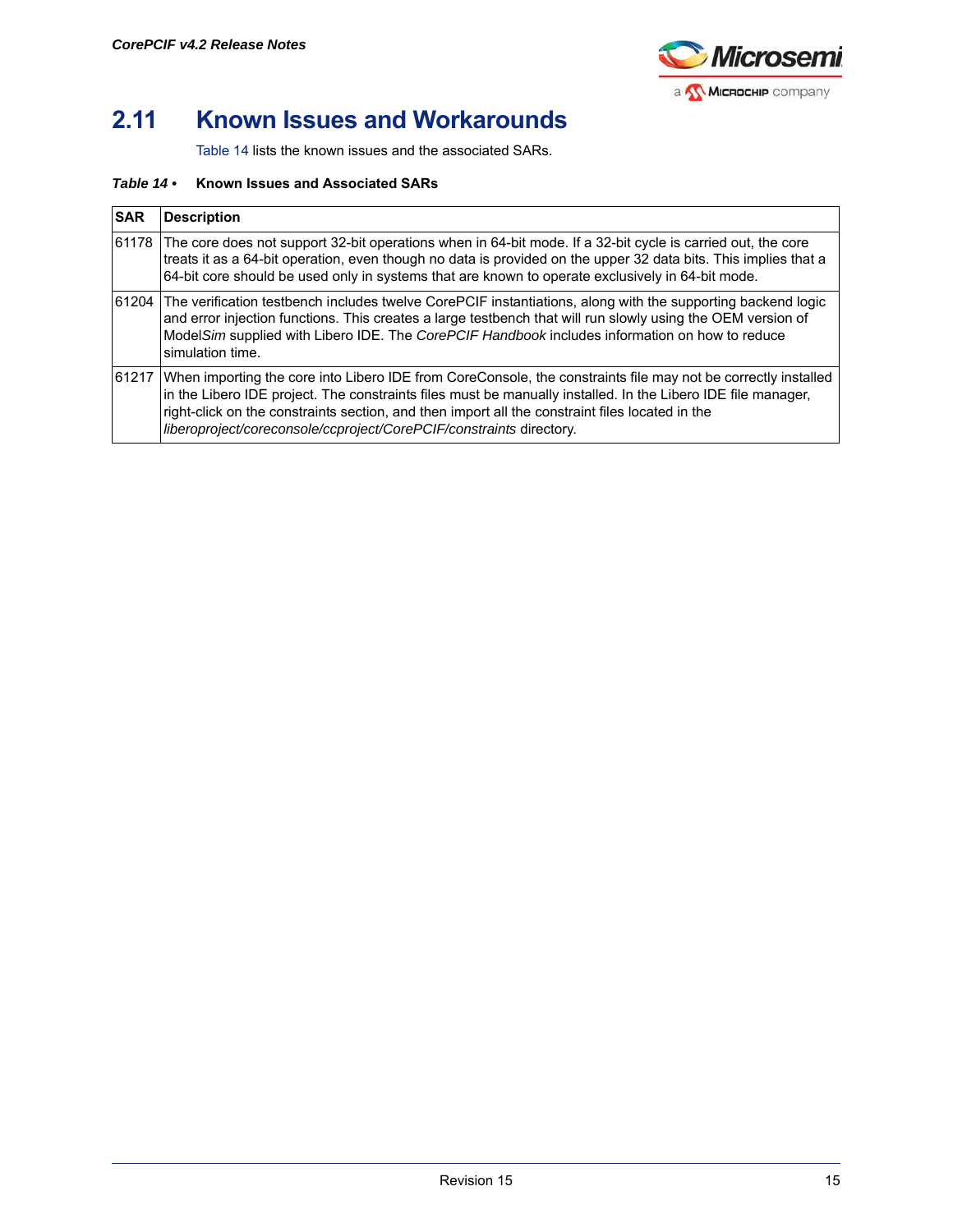## 2.11 Known Issues and Workarounds

Table 14 lists the known issues and the associated SARs.

***Table 14 •*** **Known Issues and Associated SARs**

| SAR | Description |
|---|---|
| 61178 | The core does not support 32-bit operations when in 64-bit mode. If a 32-bit cycle is carried out, the core treats it as a 64-bit operation, even though no data is provided on the upper 32 data bits. This implies that a 64-bit core should be used only in systems that are known to operate exclusively in 64-bit mode. |
| 61204 | The verification testbench includes twelve CorePCIF instantiations, along with the supporting backend logic and error injection functions. This creates a large testbench that will run slowly using the OEM version of Model*Sim* supplied with Libero IDE. The *CorePCIF Handbook* includes information on how to reduce simulation time. |
| 61217 | When importing the core into Libero IDE from CoreConsole, the constraints file may not be correctly installed in the Libero IDE project. The constraints files must be manually installed. In the Libero IDE file manager, right-click on the constraints section, and then import all the constraint files located in the *liberoproject/coreconsole/ccproject/CorePCIF/constraints* directory. |